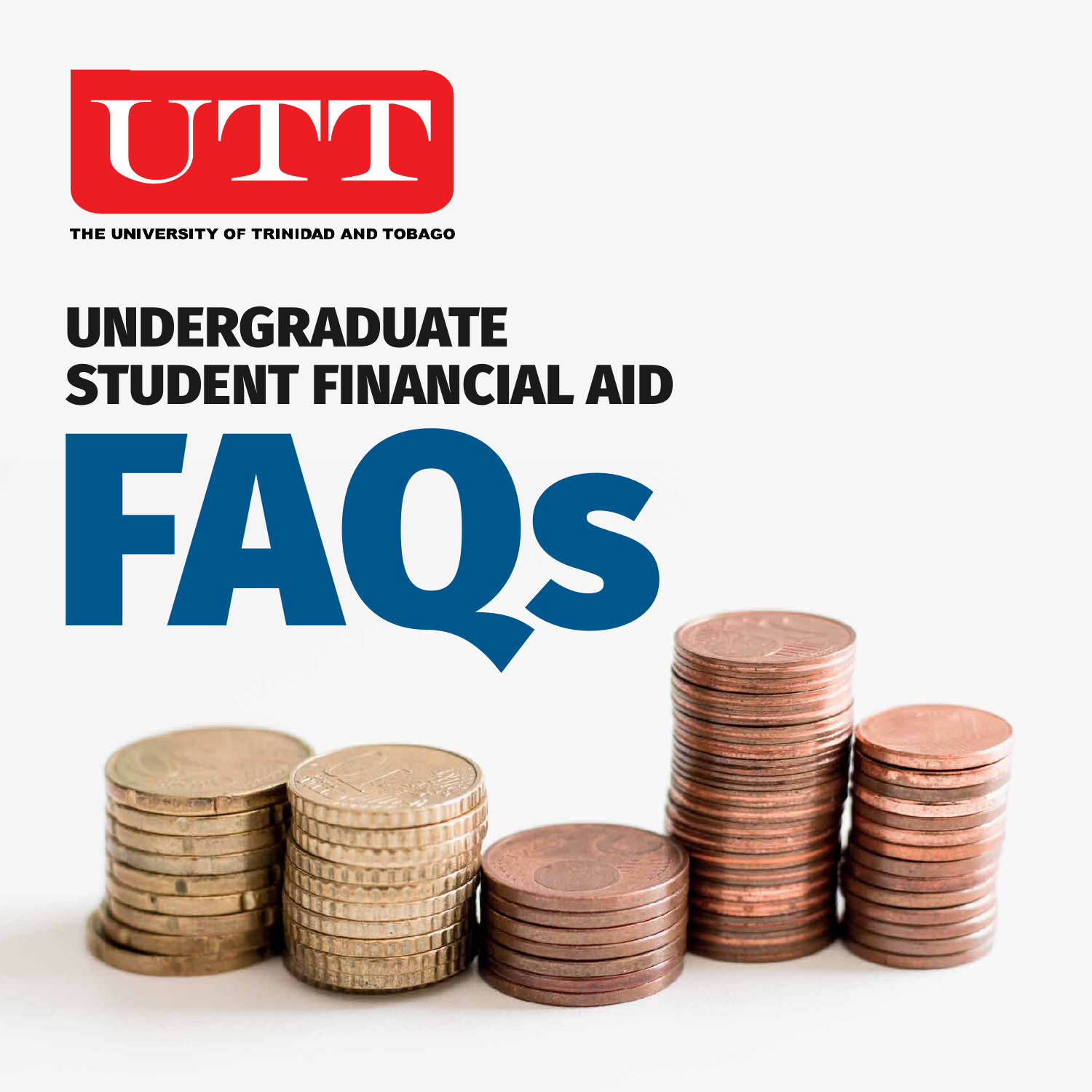UTT

THE UNIVERSITY OF TRINIDAD AND TOBAGO

# UNDERGRADUATE STUDENT FINANCIAL AID

# FAQs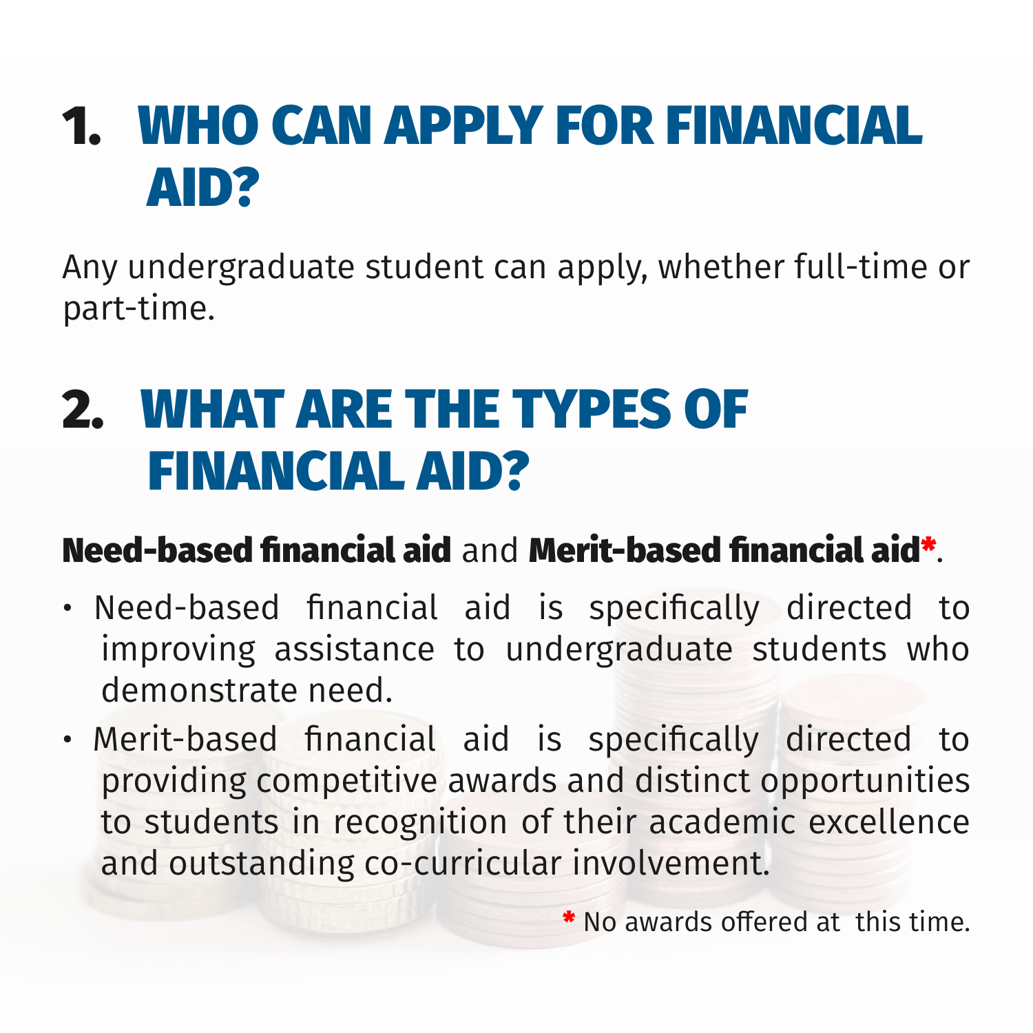## 1. WHO CAN APPLY FOR FINANCIAL AID?

Any undergraduate student can apply, whether full-time or part-time.

## 2. WHAT ARE THE TYPES OF FINANCIAL AID?

**Need-based financial aid** and **Merit-based financial aid***.

- Need-based financial aid is specifically directed to improving assistance to undergraduate students who demonstrate need.
- Merit-based financial aid is specifically directed to providing competitive awards and distinct opportunities to students in recognition of their academic excellence and outstanding co-curricular involvement.

\* No awards offered at this time.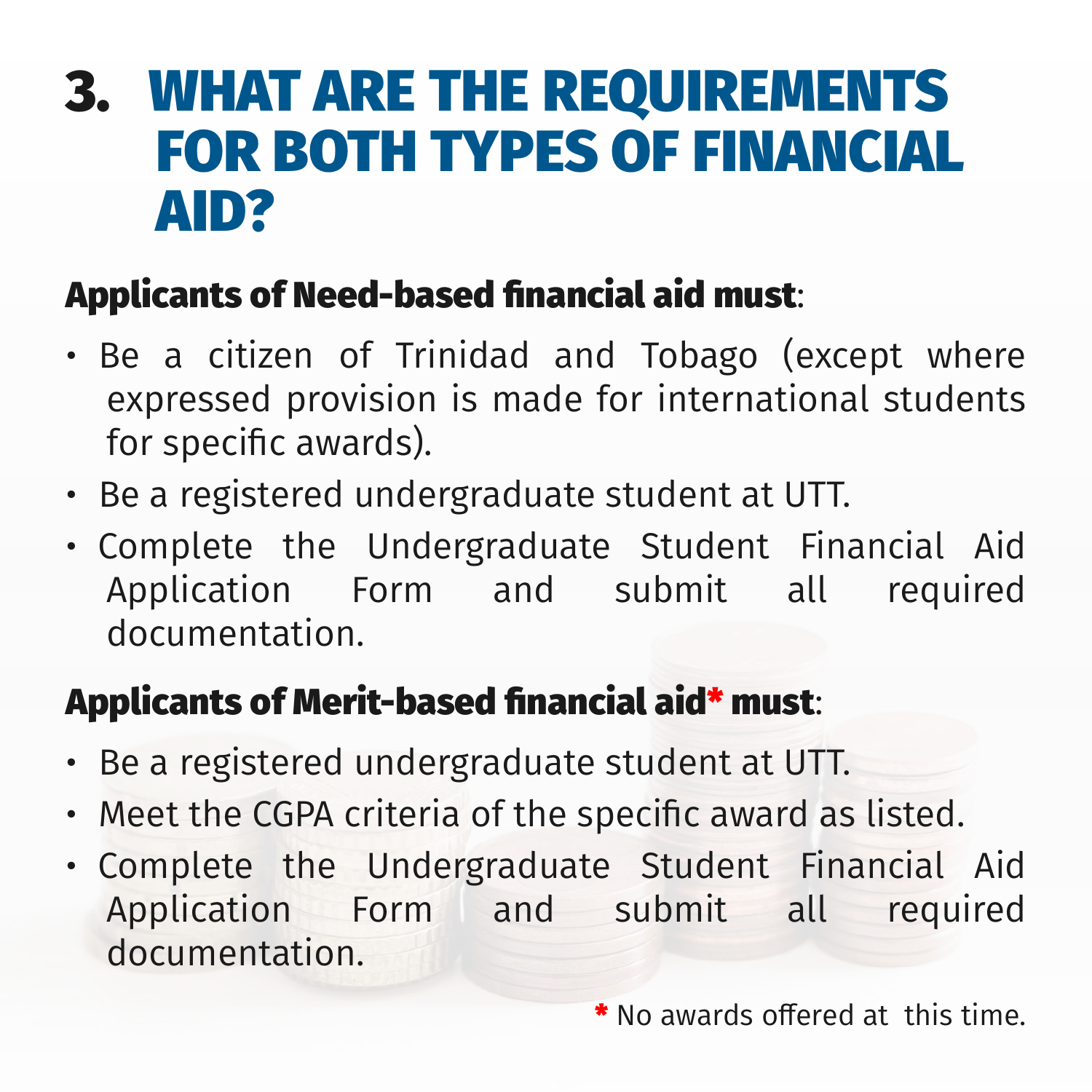# 3. WHAT ARE THE REQUIREMENTS FOR BOTH TYPES OF FINANCIAL AID?

**Applicants of Need-based financial aid must**:

- Be a citizen of Trinidad and Tobago (except where expressed provision is made for international students for specific awards).
- Be a registered undergraduate student at UTT.
- Complete the Undergraduate Student Financial Aid Application Form and submit all required documentation.

**Applicants of Merit-based financial aid* must**:

- Be a registered undergraduate student at UTT.
- Meet the CGPA criteria of the specific award as listed.
- Complete the Undergraduate Student Financial Aid Application Form and submit all required documentation.

* No awards offered at this time.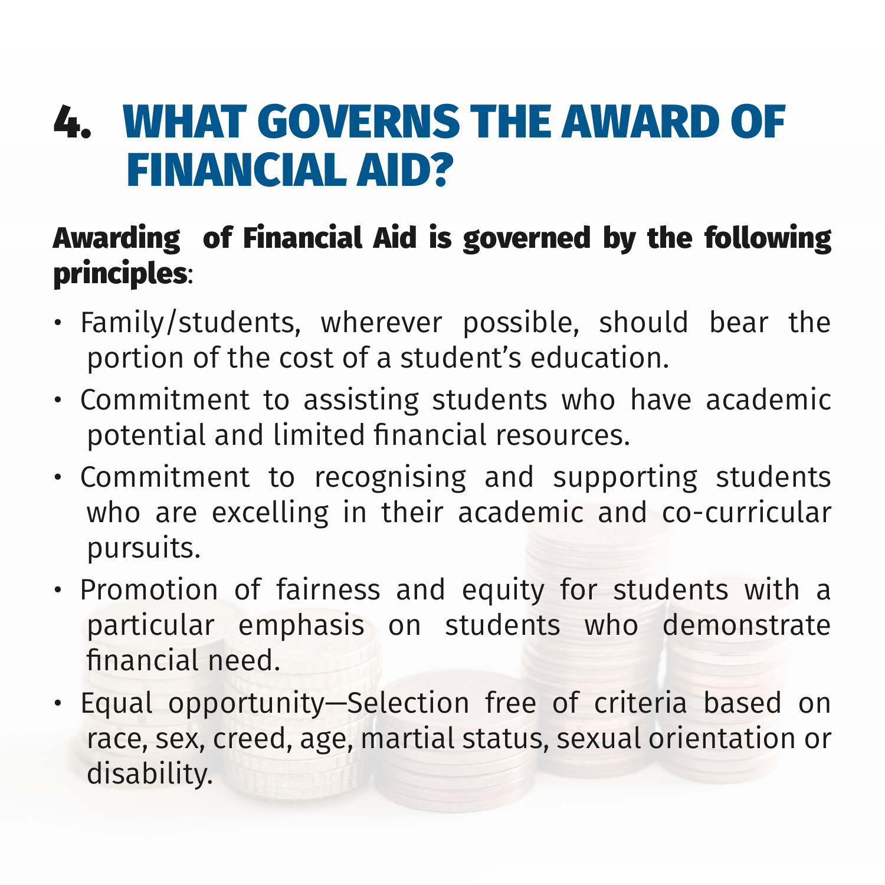# 4. WHAT GOVERNS THE AWARD OF FINANCIAL AID?

**Awarding of Financial Aid is governed by the following principles**:

- Family/students, wherever possible, should bear the portion of the cost of a student's education.
- Commitment to assisting students who have academic potential and limited financial resources.
- Commitment to recognising and supporting students who are excelling in their academic and co-curricular pursuits.
- Promotion of fairness and equity for students with a particular emphasis on students who demonstrate financial need.
- Equal opportunity—Selection free of criteria based on race, sex, creed, age, martial status, sexual orientation or disability.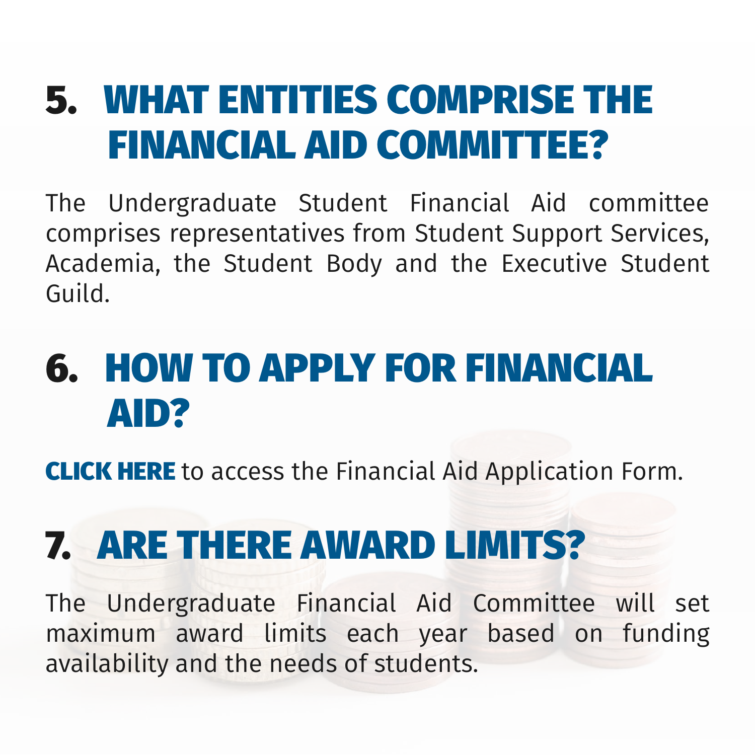## 5. WHAT ENTITIES COMPRISE THE FINANCIAL AID COMMITTEE?

The Undergraduate Student Financial Aid committee comprises representatives from Student Support Services, Academia, the Student Body and the Executive Student Guild.

## 6. HOW TO APPLY FOR FINANCIAL AID?

**CLICK HERE** to access the Financial Aid Application Form.

## 7. ARE THERE AWARD LIMITS?

The Undergraduate Financial Aid Committee will set maximum award limits each year based on funding availability and the needs of students.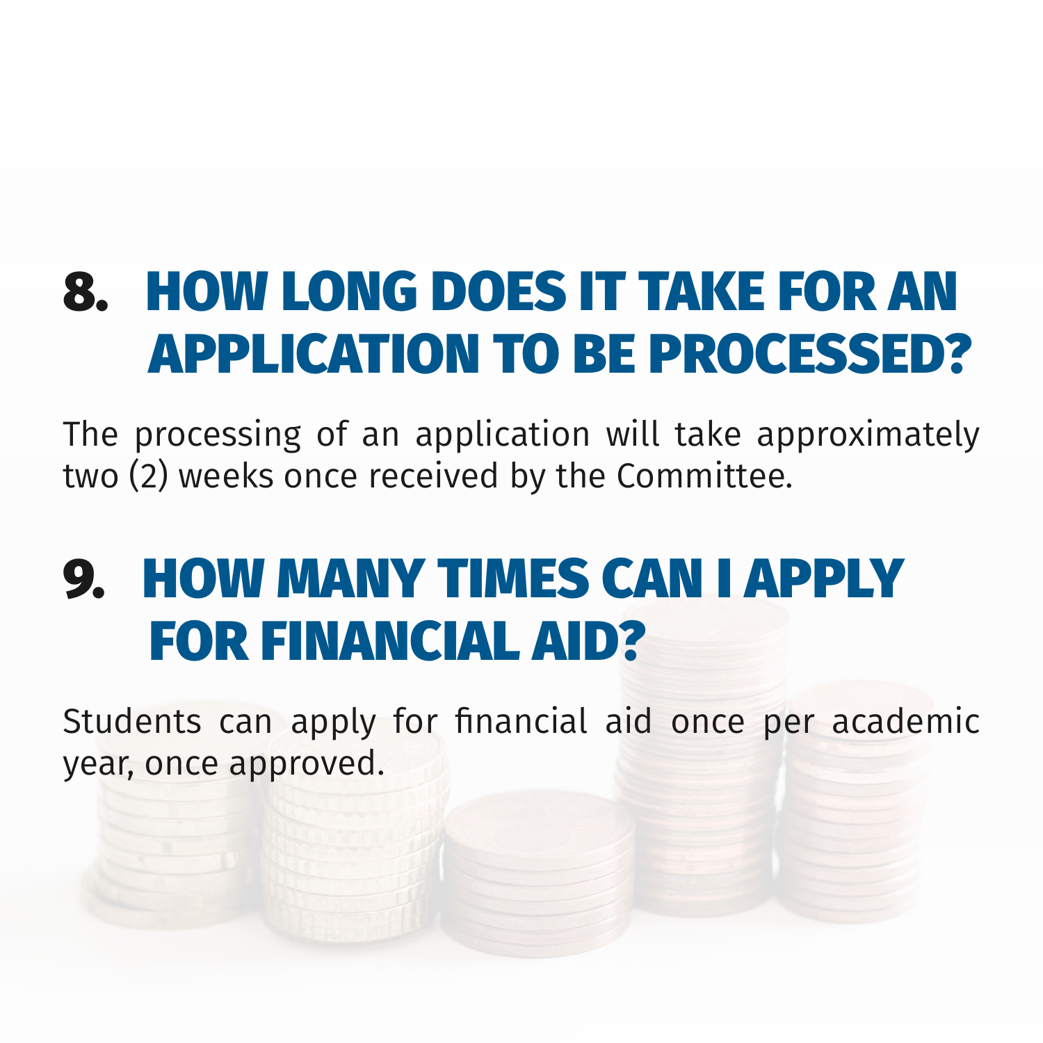## 8. HOW LONG DOES IT TAKE FOR AN APPLICATION TO BE PROCESSED?

The processing of an application will take approximately two (2) weeks once received by the Committee.

## 9. HOW MANY TIMES CAN I APPLY FOR FINANCIAL AID?

Students can apply for financial aid once per academic year, once approved.